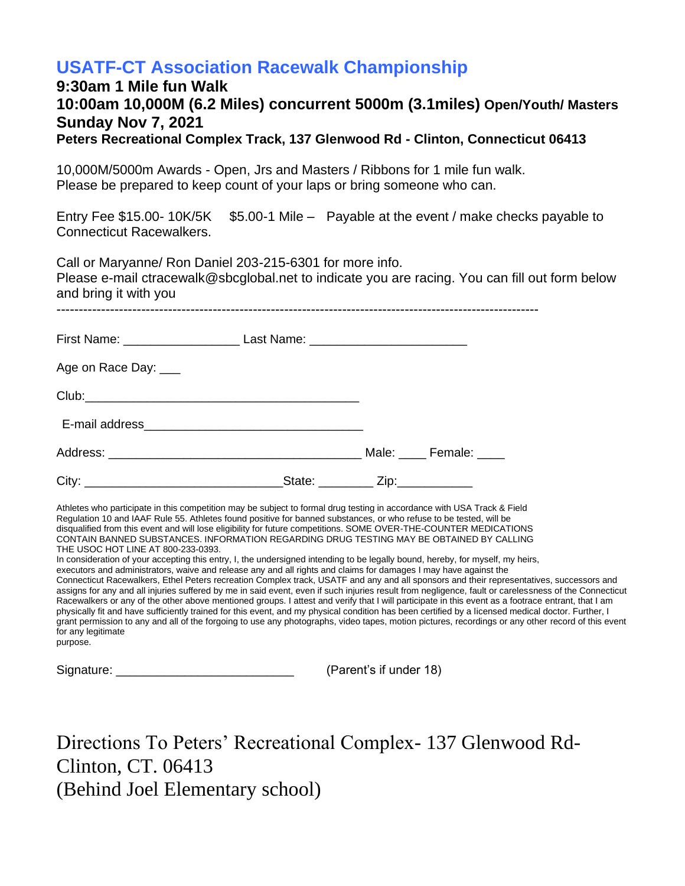# USATF-CT Association Racewalk Championship

**9:30am 1 Mile fun Walk**

**10:00am 10,000M (6.2 Miles) concurrent 5000m (3.1miles) Open/Youth/ Masters**

**Sunday Nov 7, 2021**

**Peters Recreational Complex Track, 137 Glenwood Rd - Clinton, Connecticut 06413**

10,000M/5000m Awards - Open, Jrs and Masters / Ribbons for 1 mile fun walk.
Please be prepared to keep count of your laps or bring someone who can.

Entry Fee $15.00- 10K/5K $5.00-1 Mile – Payable at the event / make checks payable to Connecticut Racewalkers.

Call or Maryanne/ Ron Daniel 203-215-6301 for more info.
Please e-mail ctracewalk@sbcglobal.net to indicate you are racing. You can fill out form below and bring it with you

---

First Name: ________________ Last Name: ______________________

Age on Race Day: ___

Club: ________________________________________

E-mail address________________________________

Address: ____________________________________ Male: ____ Female: ____

City: ____________________________State: ________ Zip:___________

Athletes who participate in this competition may be subject to formal drug testing in accordance with USA Track & Field Regulation 10 and IAAF Rule 55. Athletes found positive for banned substances, or who refuse to be tested, will be disqualified from this event and will lose eligibility for future competitions. SOME OVER-THE-COUNTER MEDICATIONS CONTAIN BANNED SUBSTANCES. INFORMATION REGARDING DRUG TESTING MAY BE OBTAINED BY CALLING THE USOC HOT LINE AT 800-233-0393.
In consideration of your accepting this entry, I, the undersigned intending to be legally bound, hereby, for myself, my heirs, executors and administrators, waive and release any and all rights and claims for damages I may have against the Connecticut Racewalkers, Ethel Peters recreation Complex track, USATF and any and all sponsors and their representatives, successors and assigns for any and all injuries suffered by me in said event, even if such injuries result from negligence, fault or carelessness of the Connecticut Racewalkers or any of the other above mentioned groups. I attest and verify that I will participate in this event as a footrace entrant, that I am physically fit and have sufficiently trained for this event, and my physical condition has been certified by a licensed medical doctor. Further, I grant permission to any and all of the forgoing to use any photographs, video tapes, motion pictures, recordings or any other record of this event for any legitimate purpose.

Signature: _________________________ (Parent's if under 18)

## Directions To Peters' Recreational Complex- 137 Glenwood Rd- Clinton, CT. 06413 (Behind Joel Elementary school)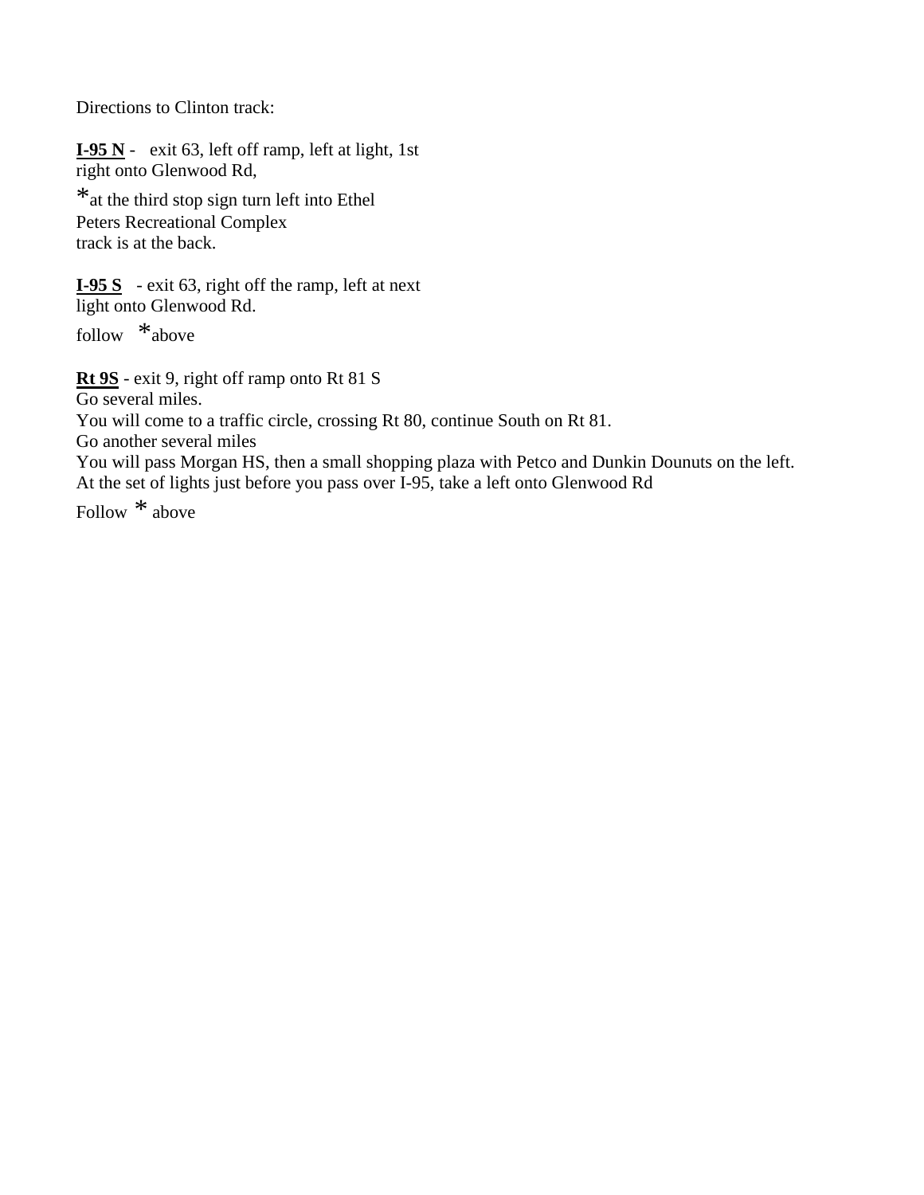Directions to Clinton track:

**I-95 N** - exit 63, left off ramp, left at light, 1st right onto Glenwood Rd,

*at the third stop sign turn left into Ethel Peters Recreational Complex
track is at the back.

**I-95 S** - exit 63, right off the ramp, left at next light onto Glenwood Rd.

follow *above

**Rt 9S** - exit 9, right off ramp onto Rt 81 S
Go several miles.
You will come to a traffic circle, crossing Rt 80, continue South on Rt 81.
Go another several miles
You will pass Morgan HS, then a small shopping plaza with Petco and Dunkin Dounuts on the left.
At the set of lights just before you pass over I-95, take a left onto Glenwood Rd

Follow * above